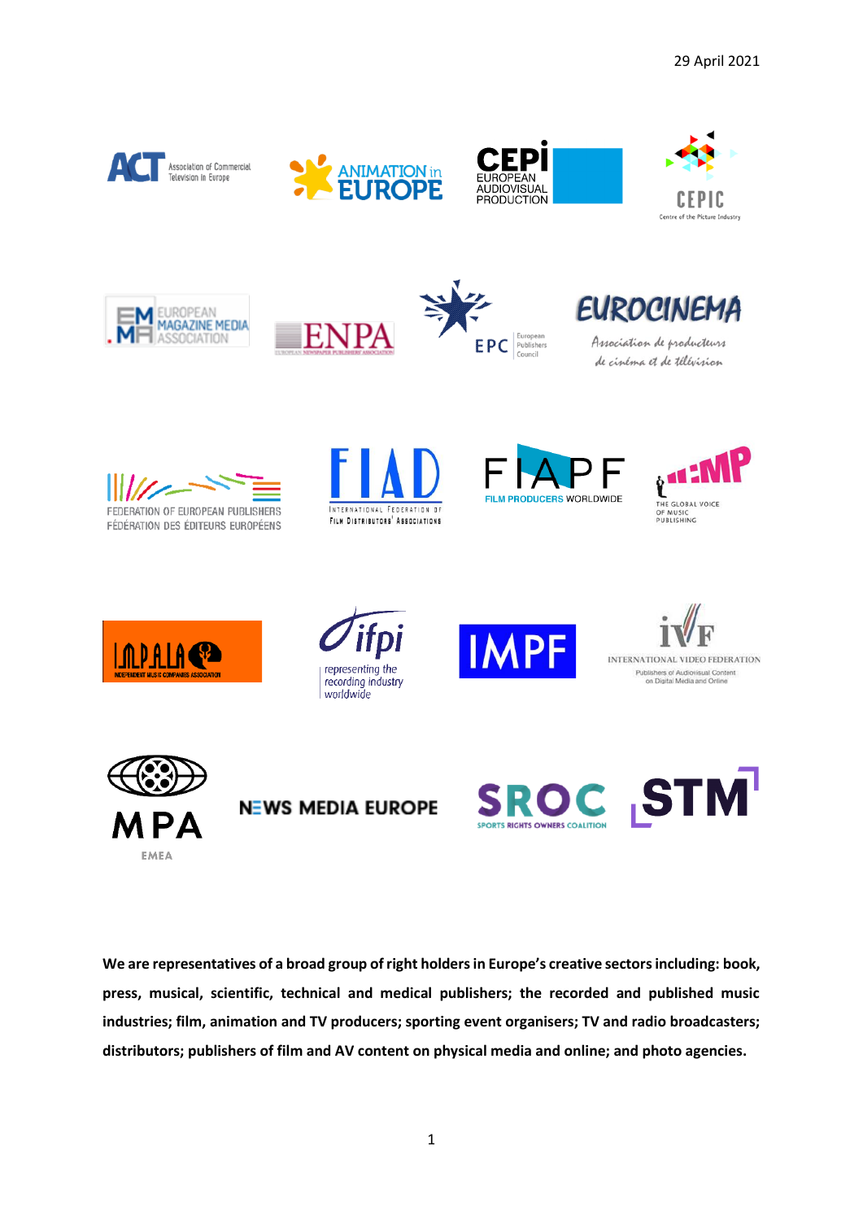29 April 2021

**We are representatives of a broad group of right holders in Europe's creative sectors including: book, press, musical, scientific, technical and medical publishers; the recorded and published music industries; film, animation and TV producers; sporting event organisers; TV and radio broadcasters; distributors; publishers of film and AV content on physical media and online; and photo agencies.**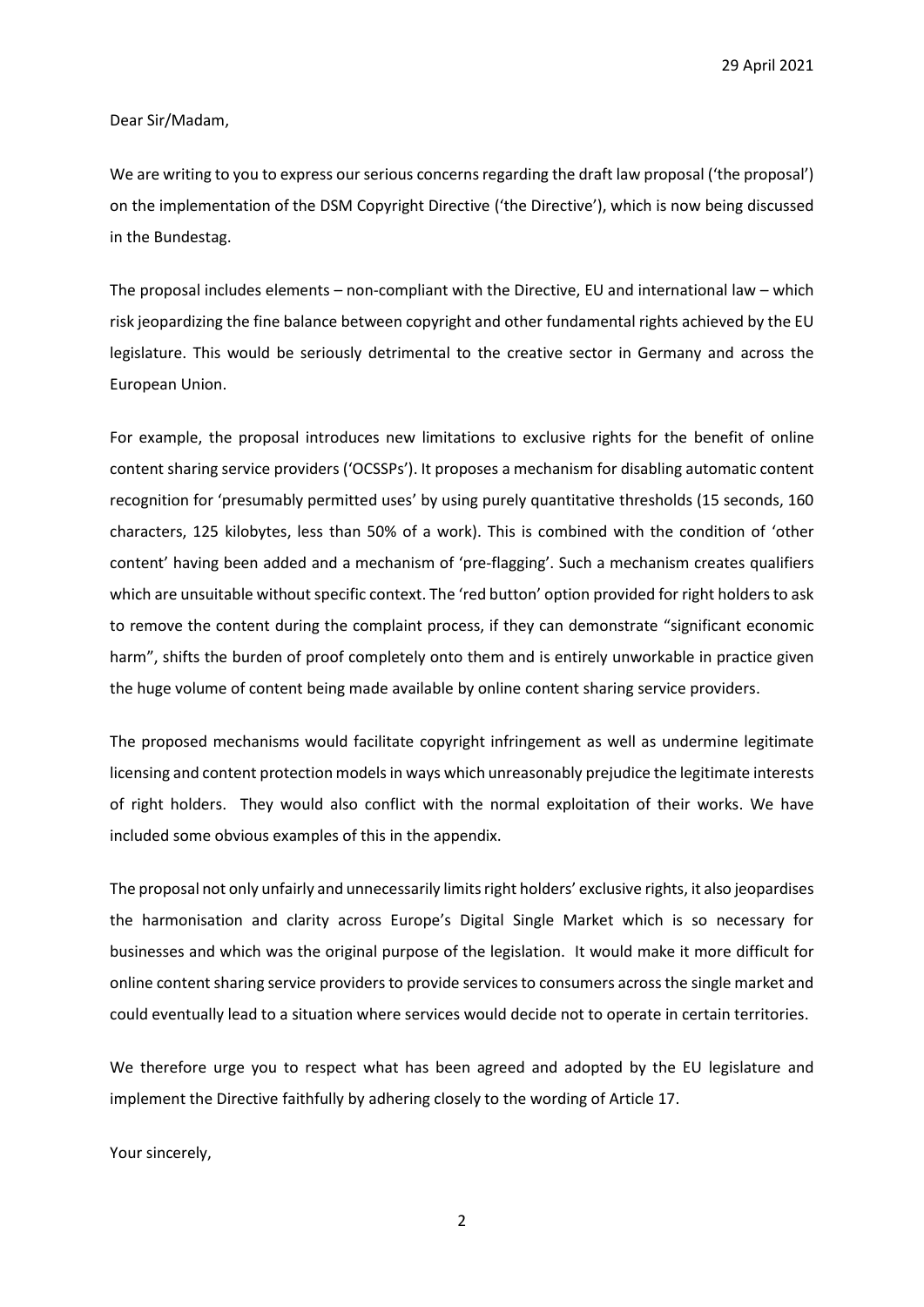29 April 2021

Dear Sir/Madam,

We are writing to you to express our serious concerns regarding the draft law proposal ('the proposal') on the implementation of the DSM Copyright Directive ('the Directive'), which is now being discussed in the Bundestag.

The proposal includes elements – non-compliant with the Directive, EU and international law – which risk jeopardizing the fine balance between copyright and other fundamental rights achieved by the EU legislature. This would be seriously detrimental to the creative sector in Germany and across the European Union.

For example, the proposal introduces new limitations to exclusive rights for the benefit of online content sharing service providers ('OCSSPs'). It proposes a mechanism for disabling automatic content recognition for 'presumably permitted uses' by using purely quantitative thresholds (15 seconds, 160 characters, 125 kilobytes, less than 50% of a work). This is combined with the condition of 'other content' having been added and a mechanism of 'pre-flagging'. Such a mechanism creates qualifiers which are unsuitable without specific context. The 'red button' option provided for right holders to ask to remove the content during the complaint process, if they can demonstrate "significant economic harm", shifts the burden of proof completely onto them and is entirely unworkable in practice given the huge volume of content being made available by online content sharing service providers.

The proposed mechanisms would facilitate copyright infringement as well as undermine legitimate licensing and content protection models in ways which unreasonably prejudice the legitimate interests of right holders. They would also conflict with the normal exploitation of their works. We have included some obvious examples of this in the appendix.

The proposal not only unfairly and unnecessarily limits right holders' exclusive rights, it also jeopardises the harmonisation and clarity across Europe's Digital Single Market which is so necessary for businesses and which was the original purpose of the legislation. It would make it more difficult for online content sharing service providers to provide services to consumers across the single market and could eventually lead to a situation where services would decide not to operate in certain territories.

We therefore urge you to respect what has been agreed and adopted by the EU legislature and implement the Directive faithfully by adhering closely to the wording of Article 17.

Your sincerely,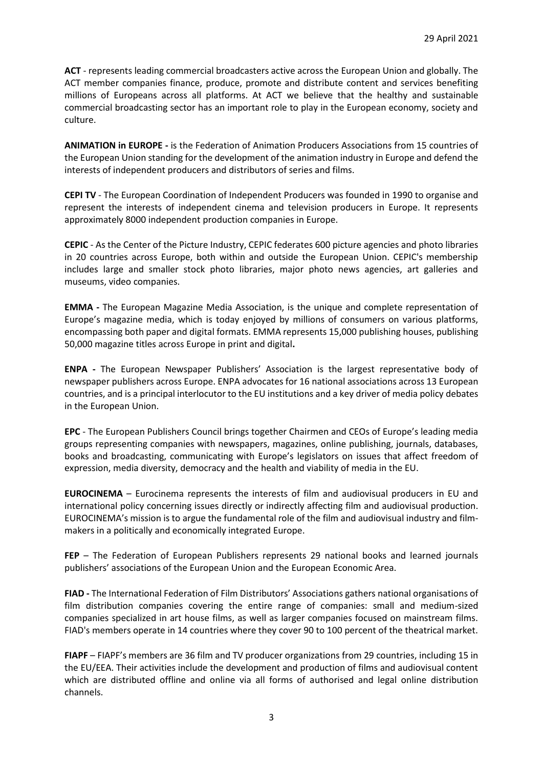29 April 2021

**ACT** - represents leading commercial broadcasters active across the European Union and globally. The ACT member companies finance, produce, promote and distribute content and services benefiting millions of Europeans across all platforms. At ACT we believe that the healthy and sustainable commercial broadcasting sector has an important role to play in the European economy, society and culture.

**ANIMATION in EUROPE -** is the Federation of Animation Producers Associations from 15 countries of the European Union standing for the development of the animation industry in Europe and defend the interests of independent producers and distributors of series and films.

**CEPI TV** - The European Coordination of Independent Producers was founded in 1990 to organise and represent the interests of independent cinema and television producers in Europe. It represents approximately 8000 independent production companies in Europe.

**CEPIC** - As the Center of the Picture Industry, CEPIC federates 600 picture agencies and photo libraries in 20 countries across Europe, both within and outside the European Union. CEPIC's membership includes large and smaller stock photo libraries, major photo news agencies, art galleries and museums, video companies.

**EMMA -** The European Magazine Media Association, is the unique and complete representation of Europe's magazine media, which is today enjoyed by millions of consumers on various platforms, encompassing both paper and digital formats. EMMA represents 15,000 publishing houses, publishing 50,000 magazine titles across Europe in print and digital**.**

**ENPA -** The European Newspaper Publishers' Association is the largest representative body of newspaper publishers across Europe. ENPA advocates for 16 national associations across 13 European countries, and is a principal interlocutor to the EU institutions and a key driver of media policy debates in the European Union.

**EPC** - The European Publishers Council brings together Chairmen and CEOs of Europe's leading media groups representing companies with newspapers, magazines, online publishing, journals, databases, books and broadcasting, communicating with Europe's legislators on issues that affect freedom of expression, media diversity, democracy and the health and viability of media in the EU.

**EUROCINEMA** – Eurocinema represents the interests of film and audiovisual producers in EU and international policy concerning issues directly or indirectly affecting film and audiovisual production. EUROCINEMA's mission is to argue the fundamental role of the film and audiovisual industry and film-makers in a politically and economically integrated Europe.

**FEP** – The Federation of European Publishers represents 29 national books and learned journals publishers' associations of the European Union and the European Economic Area.

**FIAD -** The International Federation of Film Distributors' Associations gathers national organisations of film distribution companies covering the entire range of companies: small and medium-sized companies specialized in art house films, as well as larger companies focused on mainstream films. FIAD's members operate in 14 countries where they cover 90 to 100 percent of the theatrical market.

**FIAPF** – FIAPF's members are 36 film and TV producer organizations from 29 countries, including 15 in the EU/EEA. Their activities include the development and production of films and audiovisual content which are distributed offline and online via all forms of authorised and legal online distribution channels.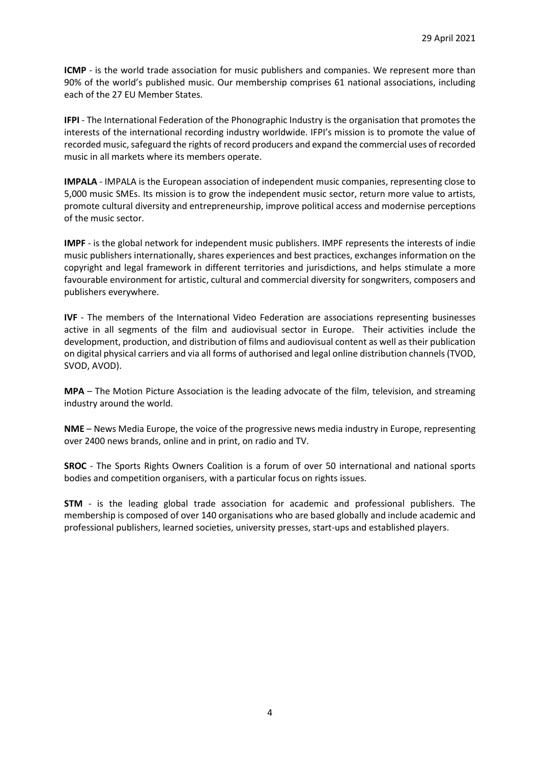29 April 2021

**ICMP** - is the world trade association for music publishers and companies. We represent more than 90% of the world's published music. Our membership comprises 61 national associations, including each of the 27 EU Member States.

**IFPI** - The International Federation of the Phonographic Industry is the organisation that promotes the interests of the international recording industry worldwide. IFPI's mission is to promote the value of recorded music, safeguard the rights of record producers and expand the commercial uses of recorded music in all markets where its members operate.

**IMPALA** - IMPALA is the European association of independent music companies, representing close to 5,000 music SMEs. Its mission is to grow the independent music sector, return more value to artists, promote cultural diversity and entrepreneurship, improve political access and modernise perceptions of the music sector.

**IMPF** - is the global network for independent music publishers. IMPF represents the interests of indie music publishers internationally, shares experiences and best practices, exchanges information on the copyright and legal framework in different territories and jurisdictions, and helps stimulate a more favourable environment for artistic, cultural and commercial diversity for songwriters, composers and publishers everywhere.

**IVF** - The members of the International Video Federation are associations representing businesses active in all segments of the film and audiovisual sector in Europe. Their activities include the development, production, and distribution of films and audiovisual content as well as their publication on digital physical carriers and via all forms of authorised and legal online distribution channels (TVOD, SVOD, AVOD).

**MPA** – The Motion Picture Association is the leading advocate of the film, television, and streaming industry around the world.

**NME** – News Media Europe, the voice of the progressive news media industry in Europe, representing over 2400 news brands, online and in print, on radio and TV.

**SROC** - The Sports Rights Owners Coalition is a forum of over 50 international and national sports bodies and competition organisers, with a particular focus on rights issues.

**STM** - is the leading global trade association for academic and professional publishers. The membership is composed of over 140 organisations who are based globally and include academic and professional publishers, learned societies, university presses, start-ups and established players.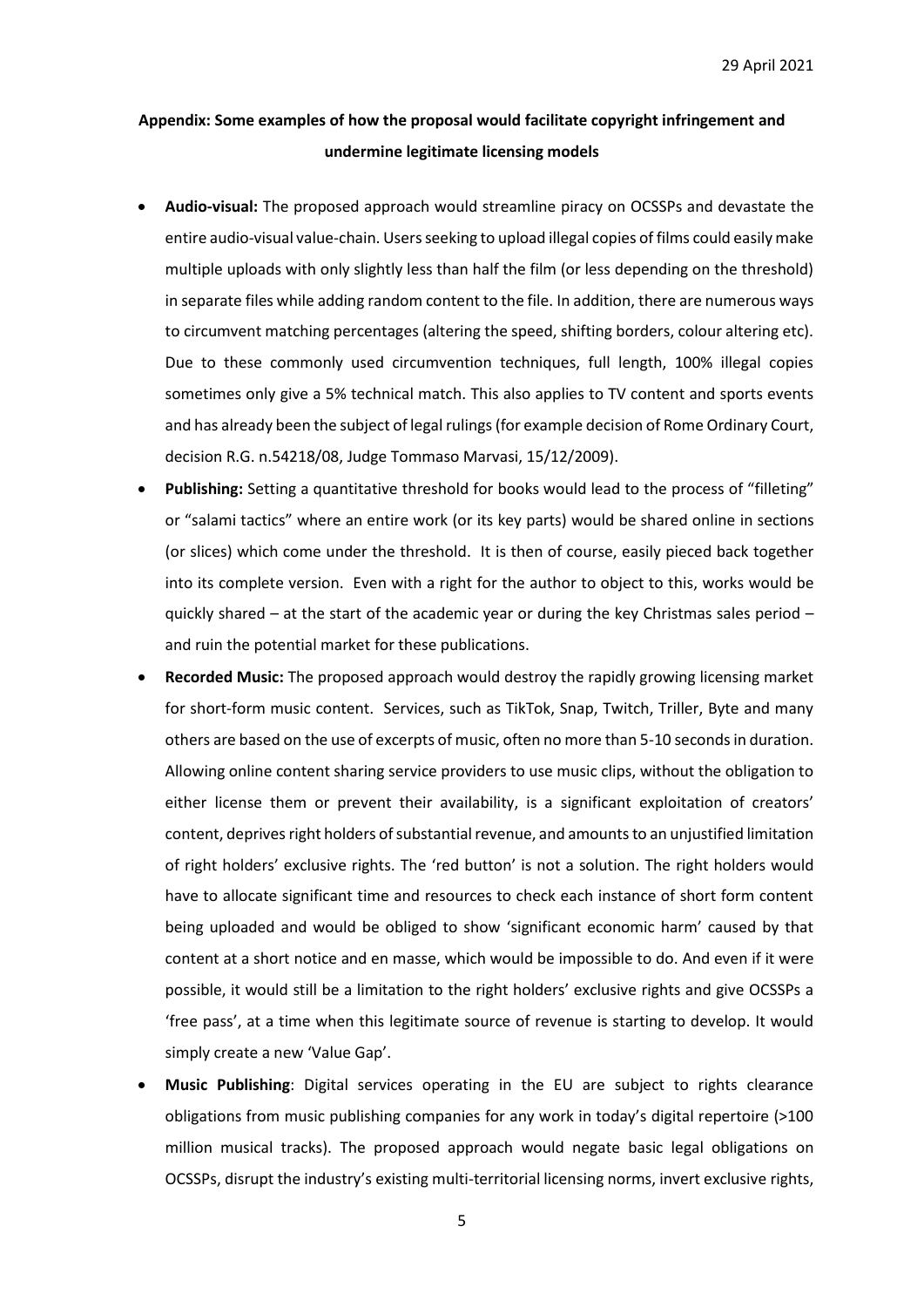29 April 2021

**Appendix: Some examples of how the proposal would facilitate copyright infringement and undermine legitimate licensing models**

- **Audio-visual:** The proposed approach would streamline piracy on OCSSPs and devastate the entire audio-visual value-chain. Users seeking to upload illegal copies of films could easily make multiple uploads with only slightly less than half the film (or less depending on the threshold) in separate files while adding random content to the file. In addition, there are numerous ways to circumvent matching percentages (altering the speed, shifting borders, colour altering etc). Due to these commonly used circumvention techniques, full length, 100% illegal copies sometimes only give a 5% technical match. This also applies to TV content and sports events and has already been the subject of legal rulings (for example decision of Rome Ordinary Court, decision R.G. n.54218/08, Judge Tommaso Marvasi, 15/12/2009).
- **Publishing:** Setting a quantitative threshold for books would lead to the process of "filleting" or "salami tactics" where an entire work (or its key parts) would be shared online in sections (or slices) which come under the threshold. It is then of course, easily pieced back together into its complete version. Even with a right for the author to object to this, works would be quickly shared – at the start of the academic year or during the key Christmas sales period – and ruin the potential market for these publications.
- **Recorded Music:** The proposed approach would destroy the rapidly growing licensing market for short-form music content. Services, such as TikTok, Snap, Twitch, Triller, Byte and many others are based on the use of excerpts of music, often no more than 5-10 seconds in duration. Allowing online content sharing service providers to use music clips, without the obligation to either license them or prevent their availability, is a significant exploitation of creators' content, deprives right holders of substantial revenue, and amounts to an unjustified limitation of right holders' exclusive rights. The 'red button' is not a solution. The right holders would have to allocate significant time and resources to check each instance of short form content being uploaded and would be obliged to show 'significant economic harm' caused by that content at a short notice and en masse, which would be impossible to do. And even if it were possible, it would still be a limitation to the right holders' exclusive rights and give OCSSPs a 'free pass', at a time when this legitimate source of revenue is starting to develop. It would simply create a new 'Value Gap'.
- **Music Publishing**: Digital services operating in the EU are subject to rights clearance obligations from music publishing companies for any work in today's digital repertoire (>100 million musical tracks). The proposed approach would negate basic legal obligations on OCSSPs, disrupt the industry's existing multi-territorial licensing norms, invert exclusive rights,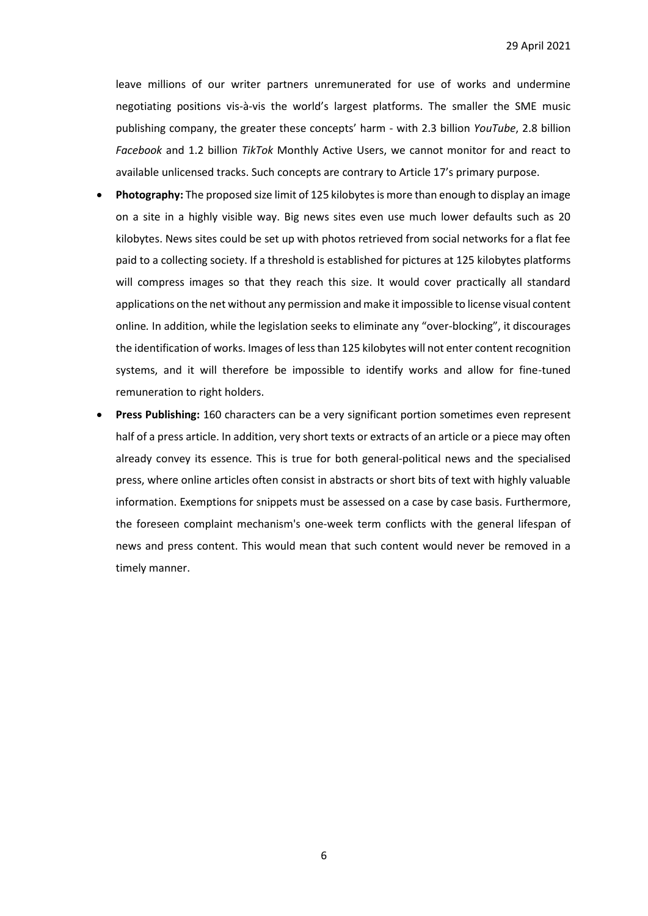leave millions of our writer partners unremunerated for use of works and undermine negotiating positions vis-à-vis the world's largest platforms. The smaller the SME music publishing company, the greater these concepts' harm - with 2.3 billion *YouTube*, 2.8 billion *Facebook* and 1.2 billion *TikTok* Monthly Active Users, we cannot monitor for and react to available unlicensed tracks. Such concepts are contrary to Article 17's primary purpose.

- **Photography:** The proposed size limit of 125 kilobytes is more than enough to display an image on a site in a highly visible way. Big news sites even use much lower defaults such as 20 kilobytes. News sites could be set up with photos retrieved from social networks for a flat fee paid to a collecting society. If a threshold is established for pictures at 125 kilobytes platforms will compress images so that they reach this size. It would cover practically all standard applications on the net without any permission and make it impossible to license visual content online. In addition, while the legislation seeks to eliminate any "over-blocking", it discourages the identification of works. Images of less than 125 kilobytes will not enter content recognition systems, and it will therefore be impossible to identify works and allow for fine-tuned remuneration to right holders.
- **Press Publishing:** 160 characters can be a very significant portion sometimes even represent half of a press article. In addition, very short texts or extracts of an article or a piece may often already convey its essence. This is true for both general-political news and the specialised press, where online articles often consist in abstracts or short bits of text with highly valuable information. Exemptions for snippets must be assessed on a case by case basis. Furthermore, the foreseen complaint mechanism's one-week term conflicts with the general lifespan of news and press content. This would mean that such content would never be removed in a timely manner.